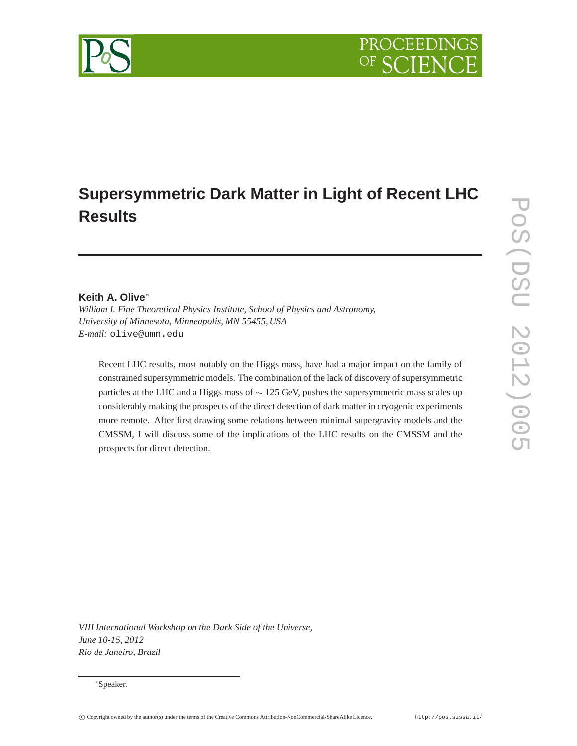# Supersymmetric Dark Matter in Light of Recent LHC Results

**Keith A. Olive**[*]

*William I. Fine Theoretical Physics Institute, School of Physics and Astronomy, University of Minnesota, Minneapolis, MN 55455, USA*

*E-mail:* `olive@umn.edu`

Recent LHC results, most notably on the Higgs mass, have had a major impact on the family of constrained supersymmetric models. The combination of the lack of discovery of supersymmetric particles at the LHC and a Higgs mass of $\sim$ 125 GeV, pushes the supersymmetric mass scales up considerably making the prospects of the direct detection of dark matter in cryogenic experiments more remote. After first drawing some relations between minimal supergravity models and the CMSSM, I will discuss some of the implications of the LHC results on the CMSSM and the prospects for direct detection.

*VIII International Workshop on the Dark Side of the Universe,*
*June 10-15, 2012*
*Rio de Janeiro, Brazil*

[*]Speaker.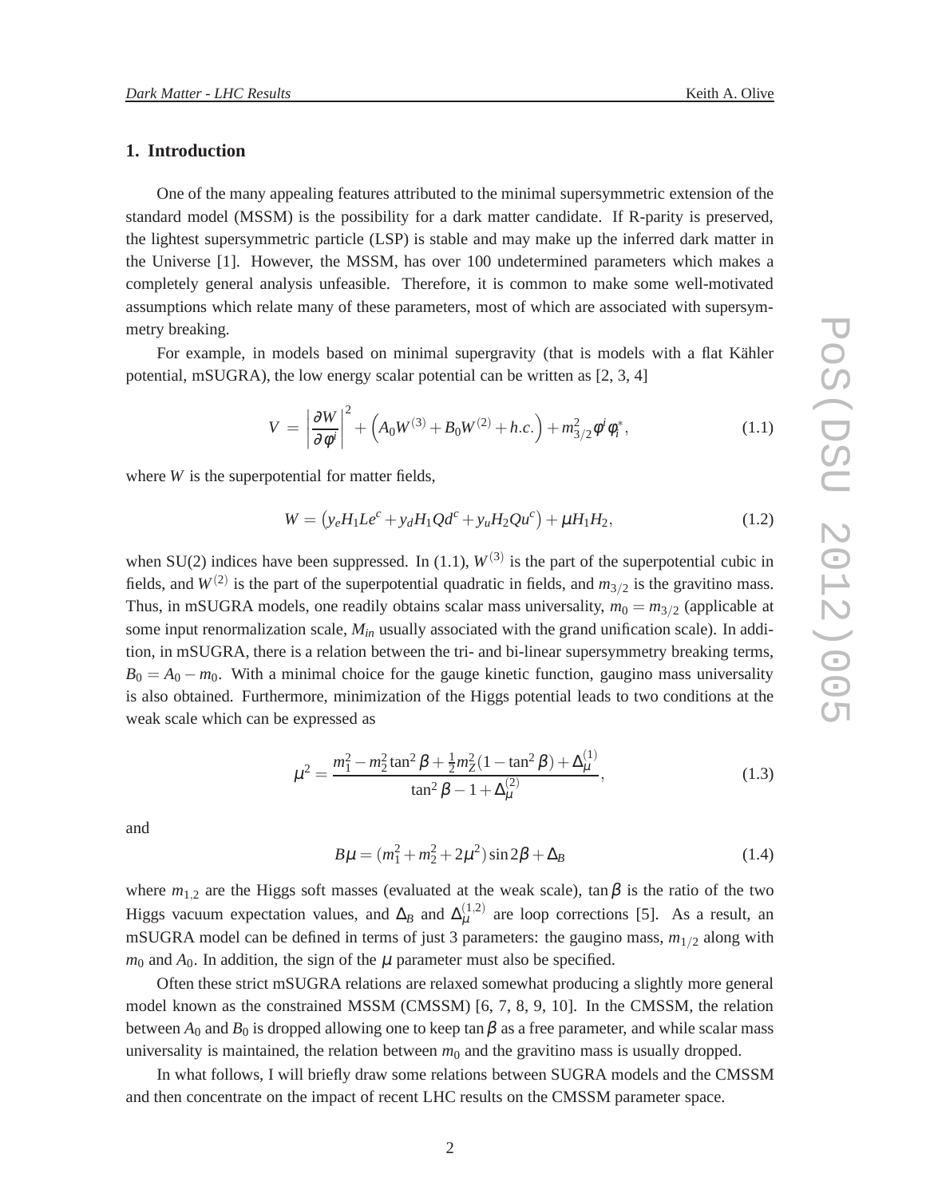## 1. Introduction

One of the many appealing features attributed to the minimal supersymmetric extension of the standard model (MSSM) is the possibility for a dark matter candidate. If R-parity is preserved, the lightest supersymmetric particle (LSP) is stable and may make up the inferred dark matter in the Universe [1]. However, the MSSM, has over 100 undetermined parameters which makes a completely general analysis unfeasible. Therefore, it is common to make some well-motivated assumptions which relate many of these parameters, most of which are associated with supersymmetry breaking.

For example, in models based on minimal supergravity (that is models with a flat Kähler potential, mSUGRA), the low energy scalar potential can be written as [2, 3, 4]

$$V = \left|\frac{\partial W}{\partial \phi^i}\right|^2 + \left(A_0 W^{(3)} + B_0 W^{(2)} + h.c.\right) + m_{3/2}^2 \phi^i \phi_i^*, \tag{1.1}$$

where $W$ is the superpotential for matter fields,

$$W = \left(y_e H_1 L e^c + y_d H_1 Q d^c + y_u H_2 Q u^c\right) + \mu H_1 H_2, \tag{1.2}$$

when SU(2) indices have been suppressed. In (1.1), $W^{(3)}$ is the part of the superpotential cubic in fields, and $W^{(2)}$ is the part of the superpotential quadratic in fields, and $m_{3/2}$ is the gravitino mass. Thus, in mSUGRA models, one readily obtains scalar mass universality, $m_0 = m_{3/2}$ (applicable at some input renormalization scale, $M_{in}$ usually associated with the grand unification scale). In addition, in mSUGRA, there is a relation between the tri- and bi-linear supersymmetry breaking terms, $B_0 = A_0 - m_0$. With a minimal choice for the gauge kinetic function, gaugino mass universality is also obtained. Furthermore, minimization of the Higgs potential leads to two conditions at the weak scale which can be expressed as

$$\mu^2 = \frac{m_1^2 - m_2^2 \tan^2\beta + \frac{1}{2} m_Z^2 (1 - \tan^2\beta) + \Delta_\mu^{(1)}}{\tan^2\beta - 1 + \Delta_\mu^{(2)}}, \tag{1.3}$$

and

$$B\mu = (m_1^2 + m_2^2 + 2\mu^2)\sin 2\beta + \Delta_B \tag{1.4}$$

where $m_{1,2}$ are the Higgs soft masses (evaluated at the weak scale), $\tan\beta$ is the ratio of the two Higgs vacuum expectation values, and $\Delta_B$ and $\Delta_\mu^{(1,2)}$ are loop corrections [5]. As a result, an mSUGRA model can be defined in terms of just 3 parameters: the gaugino mass, $m_{1/2}$ along with $m_0$ and $A_0$. In addition, the sign of the $\mu$ parameter must also be specified.

Often these strict mSUGRA relations are relaxed somewhat producing a slightly more general model known as the constrained MSSM (CMSSM) [6, 7, 8, 9, 10]. In the CMSSM, the relation between $A_0$ and $B_0$ is dropped allowing one to keep $\tan\beta$ as a free parameter, and while scalar mass universality is maintained, the relation between $m_0$ and the gravitino mass is usually dropped.

In what follows, I will briefly draw some relations between SUGRA models and the CMSSM and then concentrate on the impact of recent LHC results on the CMSSM parameter space.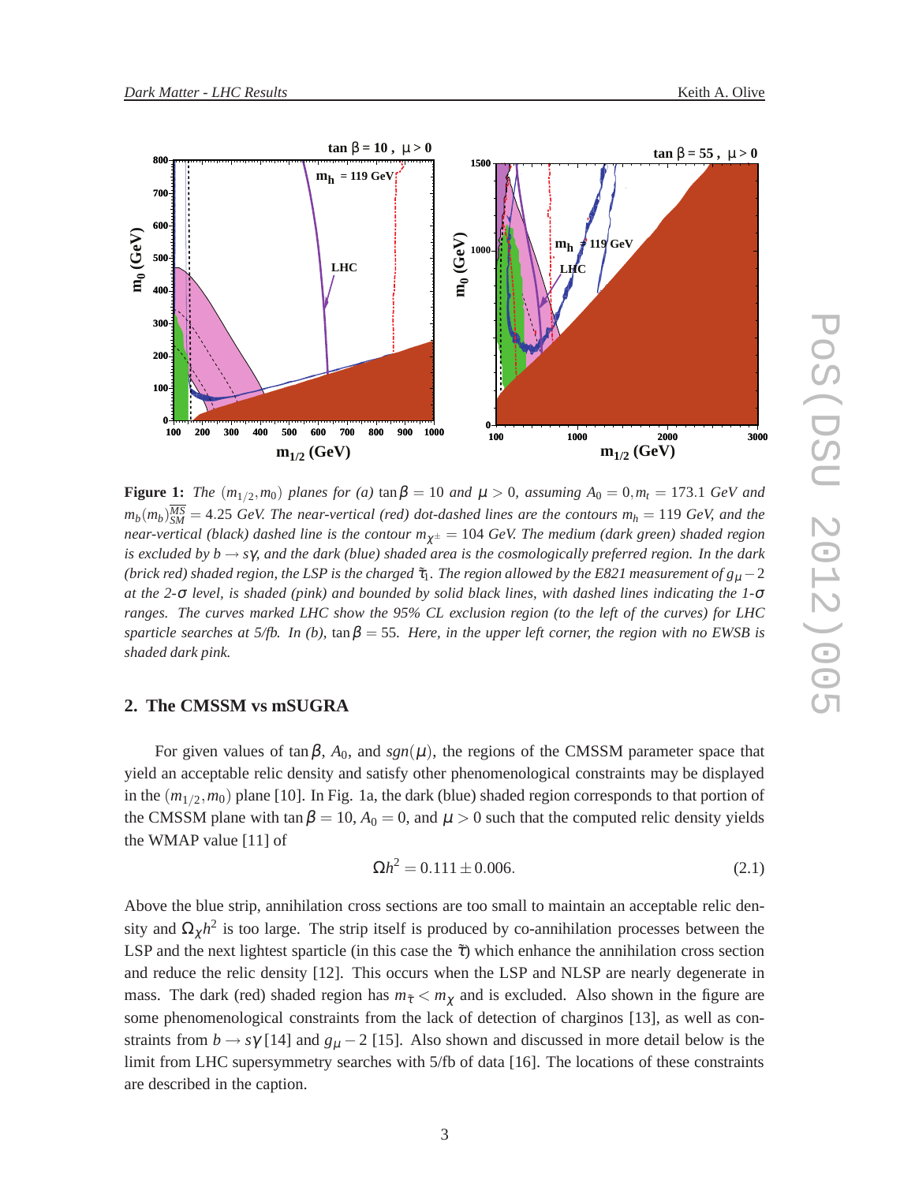**Figure 1:** *The $(m_{1/2}, m_0)$ planes for (a) $\tan\beta = 10$ and $\mu > 0$, assuming $A_0 = 0, m_t = 173.1$ GeV and $m_b(m_b)^{\overline{MS}}_{SM} = 4.25$ GeV. The near-vertical (red) dot-dashed lines are the contours $m_h = 119$ GeV, and the near-vertical (black) dashed line is the contour $m_{\chi^\pm} = 104$ GeV. The medium (dark green) shaded region is excluded by $b \to s\gamma$, and the dark (blue) shaded area is the cosmologically preferred region. In the dark (brick red) shaded region, the LSP is the charged $\tilde{\tau}_1$. The region allowed by the E821 measurement of $g_\mu - 2$ at the 2-$\sigma$ level, is shaded (pink) and bounded by solid black lines, with dashed lines indicating the 1-$\sigma$ ranges. The curves marked LHC show the 95% CL exclusion region (to the left of the curves) for LHC sparticle searches at 5/fb. In (b), $\tan\beta = 55$. Here, in the upper left corner, the region with no EWSB is shaded dark pink.*

## 2. The CMSSM vs mSUGRA

For given values of $\tan\beta$, $A_0$, and $sgn(\mu)$, the regions of the CMSSM parameter space that yield an acceptable relic density and satisfy other phenomenological constraints may be displayed in the $(m_{1/2}, m_0)$ plane [10]. In Fig. 1a, the dark (blue) shaded region corresponds to that portion of the CMSSM plane with $\tan\beta = 10$, $A_0 = 0$, and $\mu > 0$ such that the computed relic density yields the WMAP value [11] of

$$\Omega h^2 = 0.111 \pm 0.006. \tag{2.1}$$

Above the blue strip, annihilation cross sections are too small to maintain an acceptable relic density and $\Omega_\chi h^2$ is too large. The strip itself is produced by co-annihilation processes between the LSP and the next lightest sparticle (in this case the $\tilde{\tau}$) which enhance the annihilation cross section and reduce the relic density [12]. This occurs when the LSP and NLSP are nearly degenerate in mass. The dark (red) shaded region has $m_{\tilde{\tau}} < m_\chi$ and is excluded. Also shown in the figure are some phenomenological constraints from the lack of detection of charginos [13], as well as constraints from $b \to s\gamma$ [14] and $g_\mu - 2$ [15]. Also shown and discussed in more detail below is the limit from LHC supersymmetry searches with 5/fb of data [16]. The locations of these constraints are described in the caption.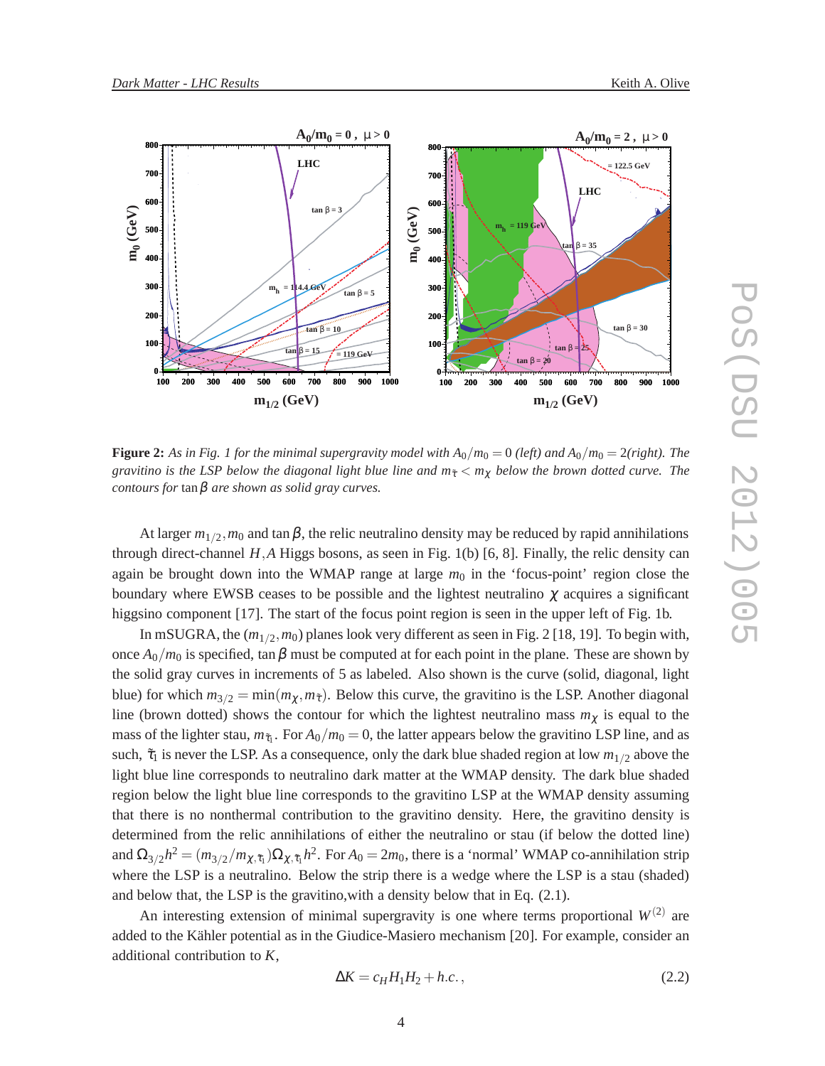**Figure 2:** *As in Fig. 1 for the minimal supergravity model with $A_0/m_0 = 0$ (left) and $A_0/m_0 = 2$(right). The gravitino is the LSP below the diagonal light blue line and $m_{\tilde{\tau}} < m_\chi$ below the brown dotted curve. The contours for* $\tan\beta$ *are shown as solid gray curves.*

At larger $m_{1/2}, m_0$ and $\tan\beta$, the relic neutralino density may be reduced by rapid annihilations through direct-channel $H, A$ Higgs bosons, as seen in Fig. 1(b) [6, 8]. Finally, the relic density can again be brought down into the WMAP range at large $m_0$ in the 'focus-point' region close the boundary where EWSB ceases to be possible and the lightest neutralino $\chi$ acquires a significant higgsino component [17]. The start of the focus point region is seen in the upper left of Fig. 1b.

In mSUGRA, the $(m_{1/2}, m_0)$ planes look very different as seen in Fig. 2 [18, 19]. To begin with, once $A_0/m_0$ is specified, $\tan\beta$ must be computed at for each point in the plane. These are shown by the solid gray curves in increments of 5 as labeled. Also shown is the curve (solid, diagonal, light blue) for which $m_{3/2} = \min(m_\chi, m_{\tilde{\tau}})$. Below this curve, the gravitino is the LSP. Another diagonal line (brown dotted) shows the contour for which the lightest neutralino mass $m_\chi$ is equal to the mass of the lighter stau, $m_{\tilde{\tau}_1}$. For $A_0/m_0 = 0$, the latter appears below the gravitino LSP line, and as such, $\tilde{\tau}_1$ is never the LSP. As a consequence, only the dark blue shaded region at low $m_{1/2}$ above the light blue line corresponds to neutralino dark matter at the WMAP density. The dark blue shaded region below the light blue line corresponds to the gravitino LSP at the WMAP density assuming that there is no nonthermal contribution to the gravitino density. Here, the gravitino density is determined from the relic annihilations of either the neutralino or stau (if below the dotted line) and $\Omega_{3/2}h^2 = (m_{3/2}/m_{\chi,\tilde{\tau}_1})\Omega_{\chi,\tilde{\tau}_1}h^2$. For $A_0 = 2m_0$, there is a 'normal' WMAP co-annihilation strip where the LSP is a neutralino. Below the strip there is a wedge where the LSP is a stau (shaded) and below that, the LSP is the gravitino,with a density below that in Eq. (2.1).

An interesting extension of minimal supergravity is one where terms proportional $W^{(2)}$ are added to the Kähler potential as in the Giudice-Masiero mechanism [20]. For example, consider an additional contribution to $K$,

$$\Delta K = c_H H_1 H_2 + h.c., \tag{2.2}$$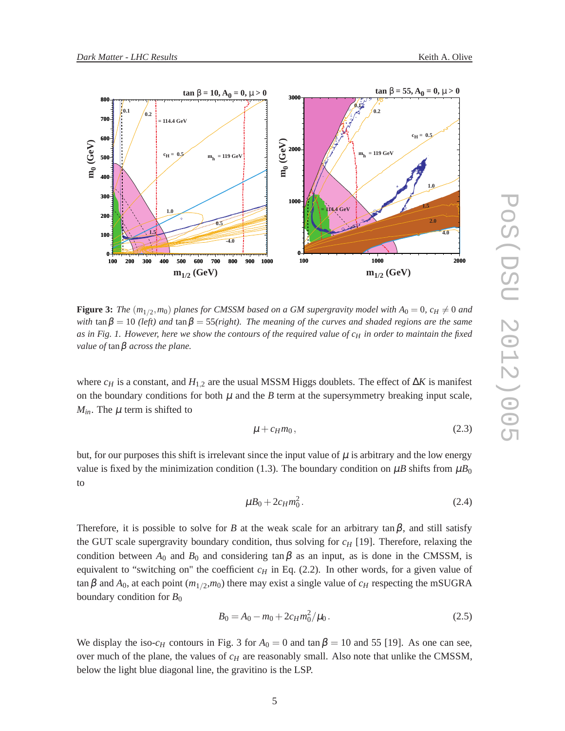**Figure 3:** *The $(m_{1/2}, m_0)$ planes for CMSSM based on a GM supergravity model with $A_0 = 0$, $c_H \neq 0$ and with $\tan\beta = 10$ (left) and $\tan\beta = 55$(right). The meaning of the curves and shaded regions are the same as in Fig. 1. However, here we show the contours of the required value of $c_H$ in order to maintain the fixed value of $\tan\beta$ across the plane.*

where $c_H$ is a constant, and $H_{1,2}$ are the usual MSSM Higgs doublets. The effect of $\Delta K$ is manifest on the boundary conditions for both $\mu$ and the $B$ term at the supersymmetry breaking input scale, $M_{in}$. The $\mu$ term is shifted to

$$\mu + c_H m_0\,, \tag{2.3}$$

but, for our purposes this shift is irrelevant since the input value of $\mu$ is arbitrary and the low energy value is fixed by the minimization condition (1.3). The boundary condition on $\mu B$ shifts from $\mu B_0$ to

$$\mu B_0 + 2 c_H m_0^2\,. \tag{2.4}$$

Therefore, it is possible to solve for $B$ at the weak scale for an arbitrary $\tan\beta$, and still satisfy the GUT scale supergravity boundary condition, thus solving for $c_H$ [19]. Therefore, relaxing the condition between $A_0$ and $B_0$ and considering $\tan\beta$ as an input, as is done in the CMSSM, is equivalent to "switching on" the coefficient $c_H$ in Eq. (2.2). In other words, for a given value of $\tan\beta$ and $A_0$, at each point ($m_{1/2}$,$m_0$) there may exist a single value of $c_H$ respecting the mSUGRA boundary condition for $B_0$

$$B_0 = A_0 - m_0 + 2 c_H m_0^2/\mu_0\,. \tag{2.5}$$

We display the iso-$c_H$ contours in Fig. 3 for $A_0 = 0$ and $\tan\beta = 10$ and 55 [19]. As one can see, over much of the plane, the values of $c_H$ are reasonably small. Also note that unlike the CMSSM, below the light blue diagonal line, the gravitino is the LSP.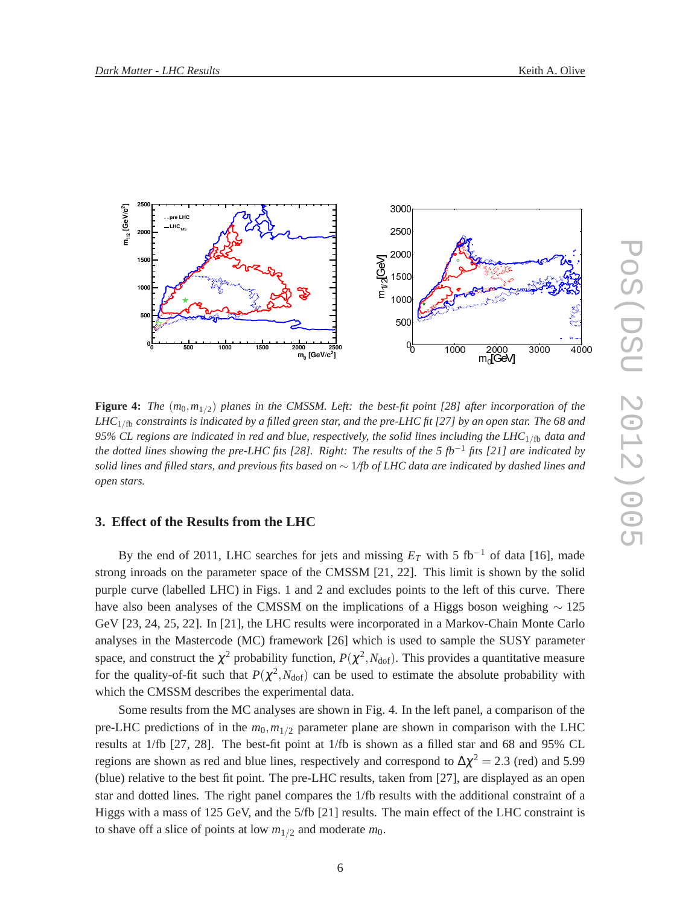**Figure 4:** *The* $(m_0, m_{1/2})$ *planes in the CMSSM. Left: the best-fit point [28] after incorporation of the LHC*$_{1/\text{fb}}$ *constraints is indicated by a filled green star, and the pre-LHC fit [27] by an open star. The 68 and 95% CL regions are indicated in red and blue, respectively, the solid lines including the LHC*$_{1/\text{fb}}$ *data and the dotted lines showing the pre-LHC fits [28]. Right: The results of the 5 fb*$^{-1}$ *fits [21] are indicated by solid lines and filled stars, and previous fits based on* $\sim$ *1/fb of LHC data are indicated by dashed lines and open stars.*

## 3. Effect of the Results from the LHC

By the end of 2011, LHC searches for jets and missing $E_T$ with 5 fb$^{-1}$ of data [16], made strong inroads on the parameter space of the CMSSM [21, 22]. This limit is shown by the solid purple curve (labelled LHC) in Figs. 1 and 2 and excludes points to the left of this curve. There have also been analyses of the CMSSM on the implications of a Higgs boson weighing $\sim 125$ GeV [23, 24, 25, 22]. In [21], the LHC results were incorporated in a Markov-Chain Monte Carlo analyses in the Mastercode (MC) framework [26] which is used to sample the SUSY parameter space, and construct the $\chi^2$ probability function, $P(\chi^2, N_{\text{dof}})$. This provides a quantitative measure for the quality-of-fit such that $P(\chi^2, N_{\text{dof}})$ can be used to estimate the absolute probability with which the CMSSM describes the experimental data.

Some results from the MC analyses are shown in Fig. 4. In the left panel, a comparison of the pre-LHC predictions of in the $m_0, m_{1/2}$ parameter plane are shown in comparison with the LHC results at 1/fb [27, 28]. The best-fit point at 1/fb is shown as a filled star and 68 and 95% CL regions are shown as red and blue lines, respectively and correspond to $\Delta\chi^2 = 2.3$ (red) and 5.99 (blue) relative to the best fit point. The pre-LHC results, taken from [27], are displayed as an open star and dotted lines. The right panel compares the 1/fb results with the additional constraint of a Higgs with a mass of 125 GeV, and the 5/fb [21] results. The main effect of the LHC constraint is to shave off a slice of points at low $m_{1/2}$ and moderate $m_0$.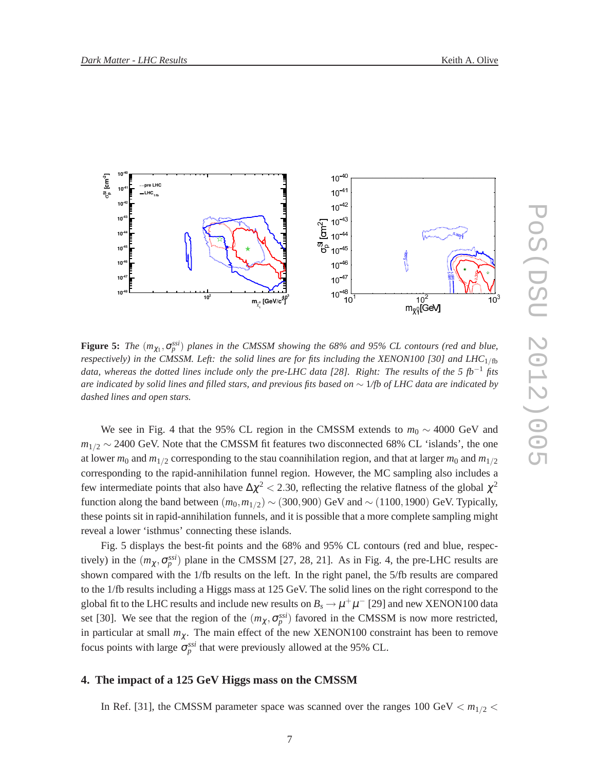**Figure 5:** *The* $(m_{\chi_1}, \sigma_p^{ssi})$ *planes in the CMSSM showing the 68% and 95% CL contours (red and blue, respectively) in the CMSSM. Left: the solid lines are for fits including the XENON100 [30] and LHC*$_{1/\mathrm{fb}}$ *data, whereas the dotted lines include only the pre-LHC data [28]. Right: The results of the 5 fb*$^{-1}$ *fits are indicated by solid lines and filled stars, and previous fits based on* $\sim$ *1/fb of LHC data are indicated by dashed lines and open stars.*

We see in Fig. 4 that the 95% CL region in the CMSSM extends to $m_0 \sim 4000$ GeV and $m_{1/2} \sim 2400$ GeV. Note that the CMSSM fit features two disconnected 68% CL 'islands', the one at lower $m_0$ and $m_{1/2}$ corresponding to the stau coannihilation region, and that at larger $m_0$ and $m_{1/2}$ corresponding to the rapid-annihilation funnel region. However, the MC sampling also includes a few intermediate points that also have $\Delta\chi^2 < 2.30$, reflecting the relative flatness of the global $\chi^2$ function along the band between $(m_0, m_{1/2}) \sim (300, 900)$ GeV and $\sim (1100, 1900)$ GeV. Typically, these points sit in rapid-annihilation funnels, and it is possible that a more complete sampling might reveal a lower 'isthmus' connecting these islands.

Fig. 5 displays the best-fit points and the 68% and 95% CL contours (red and blue, respectively) in the $(m_\chi, \sigma_p^{ssi})$ plane in the CMSSM [27, 28, 21]. As in Fig. 4, the pre-LHC results are shown compared with the 1/fb results on the left. In the right panel, the 5/fb results are compared to the 1/fb results including a Higgs mass at 125 GeV. The solid lines on the right correspond to the global fit to the LHC results and include new results on $B_s \to \mu^+\mu^-$ [29] and new XENON100 data set [30]. We see that the region of the $(m_\chi, \sigma_p^{ssi})$ favored in the CMSSM is now more restricted, in particular at small $m_\chi$. The main effect of the new XENON100 constraint has been to remove focus points with large $\sigma_p^{ssi}$ that were previously allowed at the 95% CL.

## 4. The impact of a 125 GeV Higgs mass on the CMSSM

In Ref. [31], the CMSSM parameter space was scanned over the ranges 100 GeV $< m_{1/2} <$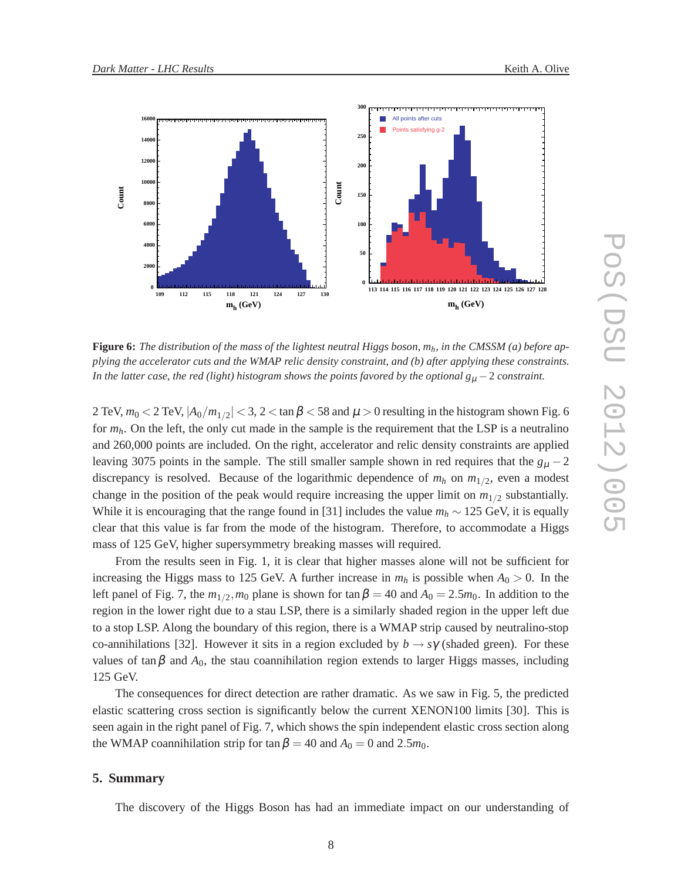**Figure 6:** *The distribution of the mass of the lightest neutral Higgs boson, $m_h$, in the CMSSM (a) before applying the accelerator cuts and the WMAP relic density constraint, and (b) after applying these constraints. In the latter case, the red (light) histogram shows the points favored by the optional $g_\mu - 2$ constraint.*

2 TeV, $m_0 < 2$ TeV, $|A_0/m_{1/2}| < 3$, $2 < \tan\beta < 58$ and $\mu > 0$ resulting in the histogram shown Fig. 6 for $m_h$. On the left, the only cut made in the sample is the requirement that the LSP is a neutralino and 260,000 points are included. On the right, accelerator and relic density constraints are applied leaving 3075 points in the sample. The still smaller sample shown in red requires that the $g_\mu - 2$ discrepancy is resolved. Because of the logarithmic dependence of $m_h$ on $m_{1/2}$, even a modest change in the position of the peak would require increasing the upper limit on $m_{1/2}$ substantially. While it is encouraging that the range found in [31] includes the value $m_h \sim 125$ GeV, it is equally clear that this value is far from the mode of the histogram. Therefore, to accommodate a Higgs mass of 125 GeV, higher supersymmetry breaking masses will required.

From the results seen in Fig. 1, it is clear that higher masses alone will not be sufficient for increasing the Higgs mass to 125 GeV. A further increase in $m_h$ is possible when $A_0 > 0$. In the left panel of Fig. 7, the $m_{1/2}, m_0$ plane is shown for $\tan\beta = 40$ and $A_0 = 2.5 m_0$. In addition to the region in the lower right due to a stau LSP, there is a similarly shaded region in the upper left due to a stop LSP. Along the boundary of this region, there is a WMAP strip caused by neutralino-stop co-annihilations [32]. However it sits in a region excluded by $b \to s\gamma$ (shaded green). For these values of $\tan\beta$ and $A_0$, the stau coannihilation region extends to larger Higgs masses, including 125 GeV.

The consequences for direct detection are rather dramatic. As we saw in Fig. 5, the predicted elastic scattering cross section is significantly below the current XENON100 limits [30]. This is seen again in the right panel of Fig. 7, which shows the spin independent elastic cross section along the WMAP coannihilation strip for $\tan\beta = 40$ and $A_0 = 0$ and $2.5 m_0$.

## 5. Summary

The discovery of the Higgs Boson has had an immediate impact on our understanding of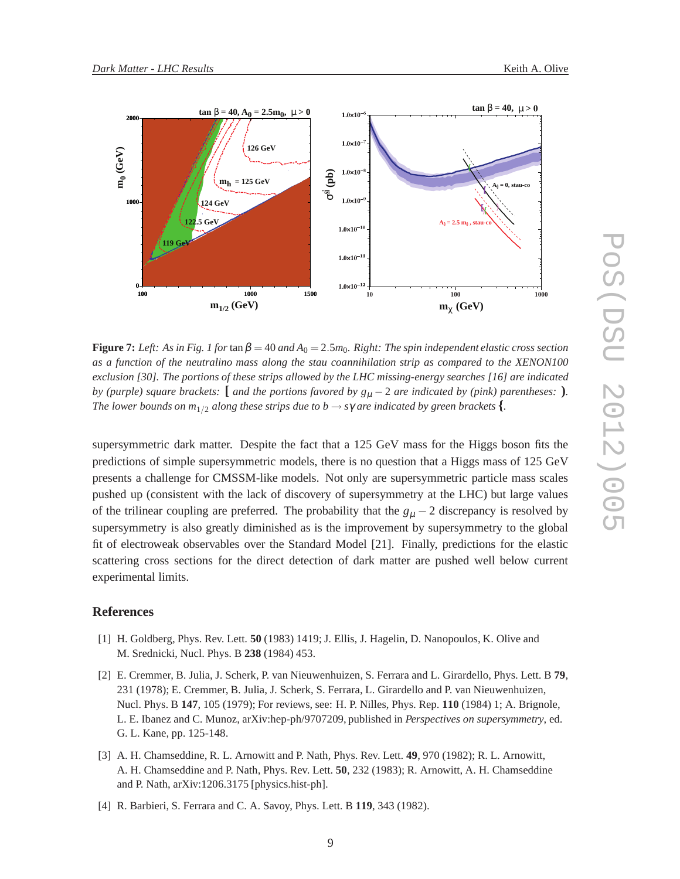**Figure 7:** *Left: As in Fig. 1 for* $\tan\beta = 40$ *and* $A_0 = 2.5m_0$. *Right: The spin independent elastic cross section as a function of the neutralino mass along the stau coannihilation strip as compared to the XENON100 exclusion [30]. The portions of these strips allowed by the LHC missing-energy searches [16] are indicated by (purple) square brackets:* **[** *and the portions favored by* $g_\mu - 2$ *are indicated by (pink) parentheses:* **)**. *The lower bounds on* $m_{1/2}$ *along these strips due to* $b \to s\gamma$ *are indicated by green brackets* **{**.

supersymmetric dark matter. Despite the fact that a 125 GeV mass for the Higgs boson fits the predictions of simple supersymmetric models, there is no question that a Higgs mass of 125 GeV presents a challenge for CMSSM-like models. Not only are supersymmetric particle mass scales pushed up (consistent with the lack of discovery of supersymmetry at the LHC) but large values of the trilinear coupling are preferred. The probability that the $g_\mu - 2$ discrepancy is resolved by supersymmetry is also greatly diminished as is the improvement by supersymmetry to the global fit of electroweak observables over the Standard Model [21]. Finally, predictions for the elastic scattering cross sections for the direct detection of dark matter are pushed well below current experimental limits.

## References

[1] H. Goldberg, Phys. Rev. Lett. **50** (1983) 1419; J. Ellis, J. Hagelin, D. Nanopoulos, K. Olive and M. Srednicki, Nucl. Phys. B **238** (1984) 453.

[2] E. Cremmer, B. Julia, J. Scherk, P. van Nieuwenhuizen, S. Ferrara and L. Girardello, Phys. Lett. B **79**, 231 (1978); E. Cremmer, B. Julia, J. Scherk, S. Ferrara, L. Girardello and P. van Nieuwenhuizen, Nucl. Phys. B **147**, 105 (1979); For reviews, see: H. P. Nilles, Phys. Rep. **110** (1984) 1; A. Brignole, L. E. Ibanez and C. Munoz, arXiv:hep-ph/9707209, published in *Perspectives on supersymmetry*, ed. G. L. Kane, pp. 125-148.

[3] A. H. Chamseddine, R. L. Arnowitt and P. Nath, Phys. Rev. Lett. **49**, 970 (1982); R. L. Arnowitt, A. H. Chamseddine and P. Nath, Phys. Rev. Lett. **50**, 232 (1983); R. Arnowitt, A. H. Chamseddine and P. Nath, arXiv:1206.3175 [physics.hist-ph].

[4] R. Barbieri, S. Ferrara and C. A. Savoy, Phys. Lett. B **119**, 343 (1982).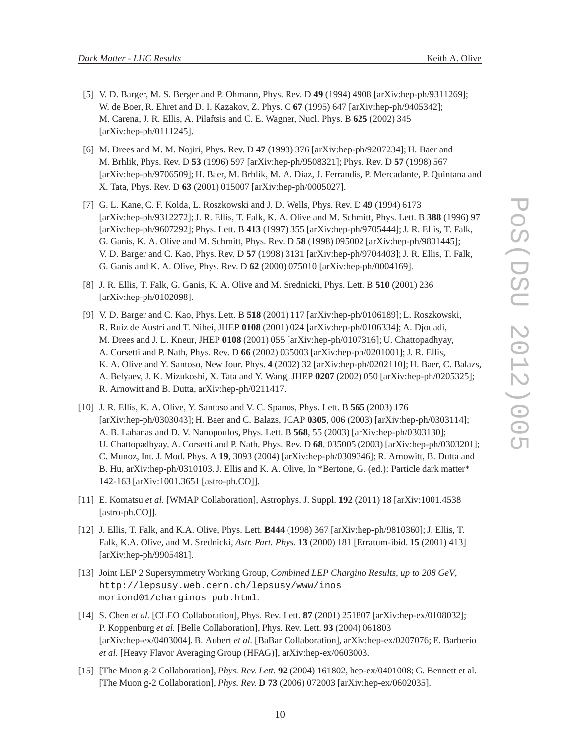[5] V. D. Barger, M. S. Berger and P. Ohmann, Phys. Rev. D **49** (1994) 4908 [arXiv:hep-ph/9311269]; W. de Boer, R. Ehret and D. I. Kazakov, Z. Phys. C **67** (1995) 647 [arXiv:hep-ph/9405342]; M. Carena, J. R. Ellis, A. Pilaftsis and C. E. Wagner, Nucl. Phys. B **625** (2002) 345 [arXiv:hep-ph/0111245].

[6] M. Drees and M. M. Nojiri, Phys. Rev. D **47** (1993) 376 [arXiv:hep-ph/9207234]; H. Baer and M. Brhlik, Phys. Rev. D **53** (1996) 597 [arXiv:hep-ph/9508321]; Phys. Rev. D **57** (1998) 567 [arXiv:hep-ph/9706509]; H. Baer, M. Brhlik, M. A. Diaz, J. Ferrandis, P. Mercadante, P. Quintana and X. Tata, Phys. Rev. D **63** (2001) 015007 [arXiv:hep-ph/0005027].

[7] G. L. Kane, C. F. Kolda, L. Roszkowski and J. D. Wells, Phys. Rev. D **49** (1994) 6173 [arXiv:hep-ph/9312272]; J. R. Ellis, T. Falk, K. A. Olive and M. Schmitt, Phys. Lett. B **388** (1996) 97 [arXiv:hep-ph/9607292]; Phys. Lett. B **413** (1997) 355 [arXiv:hep-ph/9705444]; J. R. Ellis, T. Falk, G. Ganis, K. A. Olive and M. Schmitt, Phys. Rev. D **58** (1998) 095002 [arXiv:hep-ph/9801445]; V. D. Barger and C. Kao, Phys. Rev. D **57** (1998) 3131 [arXiv:hep-ph/9704403]; J. R. Ellis, T. Falk, G. Ganis and K. A. Olive, Phys. Rev. D **62** (2000) 075010 [arXiv:hep-ph/0004169].

[8] J. R. Ellis, T. Falk, G. Ganis, K. A. Olive and M. Srednicki, Phys. Lett. B **510** (2001) 236 [arXiv:hep-ph/0102098].

[9] V. D. Barger and C. Kao, Phys. Lett. B **518** (2001) 117 [arXiv:hep-ph/0106189]; L. Roszkowski, R. Ruiz de Austri and T. Nihei, JHEP **0108** (2001) 024 [arXiv:hep-ph/0106334]; A. Djouadi, M. Drees and J. L. Kneur, JHEP **0108** (2001) 055 [arXiv:hep-ph/0107316]; U. Chattopadhyay, A. Corsetti and P. Nath, Phys. Rev. D **66** (2002) 035003 [arXiv:hep-ph/0201001]; J. R. Ellis, K. A. Olive and Y. Santoso, New Jour. Phys. **4** (2002) 32 [arXiv:hep-ph/0202110]; H. Baer, C. Balazs, A. Belyaev, J. K. Mizukoshi, X. Tata and Y. Wang, JHEP **0207** (2002) 050 [arXiv:hep-ph/0205325]; R. Arnowitt and B. Dutta, arXiv:hep-ph/0211417.

[10] J. R. Ellis, K. A. Olive, Y. Santoso and V. C. Spanos, Phys. Lett. B **565** (2003) 176 [arXiv:hep-ph/0303043]; H. Baer and C. Balazs, JCAP **0305**, 006 (2003) [arXiv:hep-ph/0303114]; A. B. Lahanas and D. V. Nanopoulos, Phys. Lett. B **568**, 55 (2003) [arXiv:hep-ph/0303130]; U. Chattopadhyay, A. Corsetti and P. Nath, Phys. Rev. D **68**, 035005 (2003) [arXiv:hep-ph/0303201]; C. Munoz, Int. J. Mod. Phys. A **19**, 3093 (2004) [arXiv:hep-ph/0309346]; R. Arnowitt, B. Dutta and B. Hu, arXiv:hep-ph/0310103. J. Ellis and K. A. Olive, In *Bertone, G. (ed.): Particle dark matter* 142-163 [arXiv:1001.3651 [astro-ph.CO]].

[11] E. Komatsu *et al.* [WMAP Collaboration], Astrophys. J. Suppl. **192** (2011) 18 [arXiv:1001.4538 [astro-ph.CO]].

[12] J. Ellis, T. Falk, and K.A. Olive, Phys. Lett. **B444** (1998) 367 [arXiv:hep-ph/9810360]; J. Ellis, T. Falk, K.A. Olive, and M. Srednicki, *Astr. Part. Phys.* **13** (2000) 181 [Erratum-ibid. **15** (2001) 413] [arXiv:hep-ph/9905481].

[13] Joint LEP 2 Supersymmetry Working Group, *Combined LEP Chargino Results, up to 208 GeV*, `http://lepsusy.web.cern.ch/lepsusy/www/inos_moriond01/charginos_pub.html`.

[14] S. Chen *et al.* [CLEO Collaboration], Phys. Rev. Lett. **87** (2001) 251807 [arXiv:hep-ex/0108032]; P. Koppenburg *et al.* [Belle Collaboration], Phys. Rev. Lett. **93** (2004) 061803 [arXiv:hep-ex/0403004]. B. Aubert *et al.* [BaBar Collaboration], arXiv:hep-ex/0207076; E. Barberio *et al.* [Heavy Flavor Averaging Group (HFAG)], arXiv:hep-ex/0603003.

[15] [The Muon g-2 Collaboration], *Phys. Rev. Lett.* **92** (2004) 161802, hep-ex/0401008; G. Bennett et al. [The Muon g-2 Collaboration], *Phys. Rev.* **D 73** (2006) 072003 [arXiv:hep-ex/0602035].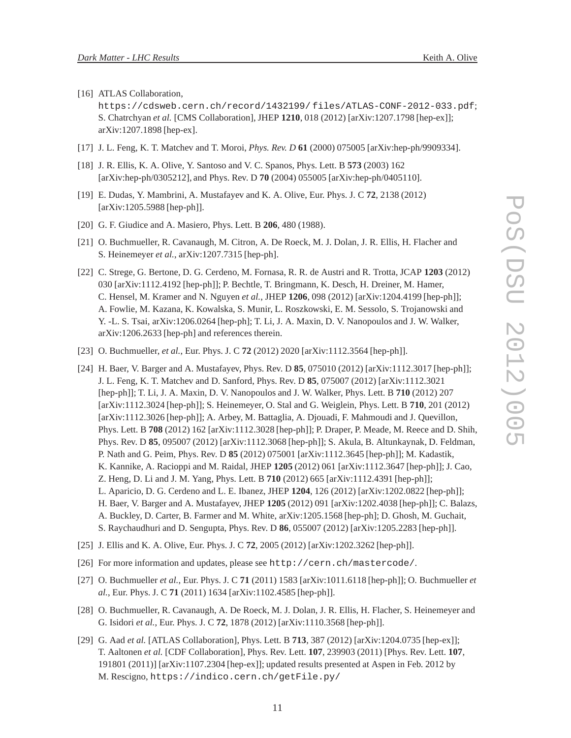[16] ATLAS Collaboration, https://cdsweb.cern.ch/record/1432199/files/ATLAS-CONF-2012-033.pdf; S. Chatrchyan *et al.* [CMS Collaboration], JHEP **1210**, 018 (2012) [arXiv:1207.1798 [hep-ex]]; arXiv:1207.1898 [hep-ex].

[17] J. L. Feng, K. T. Matchev and T. Moroi, *Phys. Rev. D* **61** (2000) 075005 [arXiv:hep-ph/9909334].

[18] J. R. Ellis, K. A. Olive, Y. Santoso and V. C. Spanos, Phys. Lett. B **573** (2003) 162 [arXiv:hep-ph/0305212], and Phys. Rev. D **70** (2004) 055005 [arXiv:hep-ph/0405110].

[19] E. Dudas, Y. Mambrini, A. Mustafayev and K. A. Olive, Eur. Phys. J. C **72**, 2138 (2012) [arXiv:1205.5988 [hep-ph]].

[20] G. F. Giudice and A. Masiero, Phys. Lett. B **206**, 480 (1988).

[21] O. Buchmueller, R. Cavanaugh, M. Citron, A. De Roeck, M. J. Dolan, J. R. Ellis, H. Flacher and S. Heinemeyer *et al.*, arXiv:1207.7315 [hep-ph].

[22] C. Strege, G. Bertone, D. G. Cerdeno, M. Fornasa, R. R. de Austri and R. Trotta, JCAP **1203** (2012) 030 [arXiv:1112.4192 [hep-ph]]; P. Bechtle, T. Bringmann, K. Desch, H. Dreiner, M. Hamer, C. Hensel, M. Kramer and N. Nguyen *et al.*, JHEP **1206**, 098 (2012) [arXiv:1204.4199 [hep-ph]]; A. Fowlie, M. Kazana, K. Kowalska, S. Munir, L. Roszkowski, E. M. Sessolo, S. Trojanowski and Y. -L. S. Tsai, arXiv:1206.0264 [hep-ph]; T. Li, J. A. Maxin, D. V. Nanopoulos and J. W. Walker, arXiv:1206.2633 [hep-ph] and references therein.

[23] O. Buchmueller, *et al.*, Eur. Phys. J. C **72** (2012) 2020 [arXiv:1112.3564 [hep-ph]].

[24] H. Baer, V. Barger and A. Mustafayev, Phys. Rev. D **85**, 075010 (2012) [arXiv:1112.3017 [hep-ph]]; J. L. Feng, K. T. Matchev and D. Sanford, Phys. Rev. D **85**, 075007 (2012) [arXiv:1112.3021 [hep-ph]]; T. Li, J. A. Maxin, D. V. Nanopoulos and J. W. Walker, Phys. Lett. B **710** (2012) 207 [arXiv:1112.3024 [hep-ph]]; S. Heinemeyer, O. Stal and G. Weiglein, Phys. Lett. B **710**, 201 (2012) [arXiv:1112.3026 [hep-ph]]; A. Arbey, M. Battaglia, A. Djouadi, F. Mahmoudi and J. Quevillon, Phys. Lett. B **708** (2012) 162 [arXiv:1112.3028 [hep-ph]]; P. Draper, P. Meade, M. Reece and D. Shih, Phys. Rev. D **85**, 095007 (2012) [arXiv:1112.3068 [hep-ph]]; S. Akula, B. Altunkaynak, D. Feldman, P. Nath and G. Peim, Phys. Rev. D **85** (2012) 075001 [arXiv:1112.3645 [hep-ph]]; M. Kadastik, K. Kannike, A. Racioppi and M. Raidal, JHEP **1205** (2012) 061 [arXiv:1112.3647 [hep-ph]]; J. Cao, Z. Heng, D. Li and J. M. Yang, Phys. Lett. B **710** (2012) 665 [arXiv:1112.4391 [hep-ph]]; L. Aparicio, D. G. Cerdeno and L. E. Ibanez, JHEP **1204**, 126 (2012) [arXiv:1202.0822 [hep-ph]]; H. Baer, V. Barger and A. Mustafayev, JHEP **1205** (2012) 091 [arXiv:1202.4038 [hep-ph]]; C. Balazs, A. Buckley, D. Carter, B. Farmer and M. White, arXiv:1205.1568 [hep-ph]; D. Ghosh, M. Guchait, S. Raychaudhuri and D. Sengupta, Phys. Rev. D **86**, 055007 (2012) [arXiv:1205.2283 [hep-ph]].

[25] J. Ellis and K. A. Olive, Eur. Phys. J. C **72**, 2005 (2012) [arXiv:1202.3262 [hep-ph]].

[26] For more information and updates, please see http://cern.ch/mastercode/.

[27] O. Buchmueller *et al.*, Eur. Phys. J. C **71** (2011) 1583 [arXiv:1011.6118 [hep-ph]]; O. Buchmueller *et al.*, Eur. Phys. J. C **71** (2011) 1634 [arXiv:1102.4585 [hep-ph]].

[28] O. Buchmueller, R. Cavanaugh, A. De Roeck, M. J. Dolan, J. R. Ellis, H. Flacher, S. Heinemeyer and G. Isidori *et al.*, Eur. Phys. J. C **72**, 1878 (2012) [arXiv:1110.3568 [hep-ph]].

[29] G. Aad *et al.* [ATLAS Collaboration], Phys. Lett. B **713**, 387 (2012) [arXiv:1204.0735 [hep-ex]]; T. Aaltonen *et al.* [CDF Collaboration], Phys. Rev. Lett. **107**, 239903 (2011) [Phys. Rev. Lett. **107**, 191801 (2011)] [arXiv:1107.2304 [hep-ex]]; updated results presented at Aspen in Feb. 2012 by M. Rescigno, https://indico.cern.ch/getFile.py/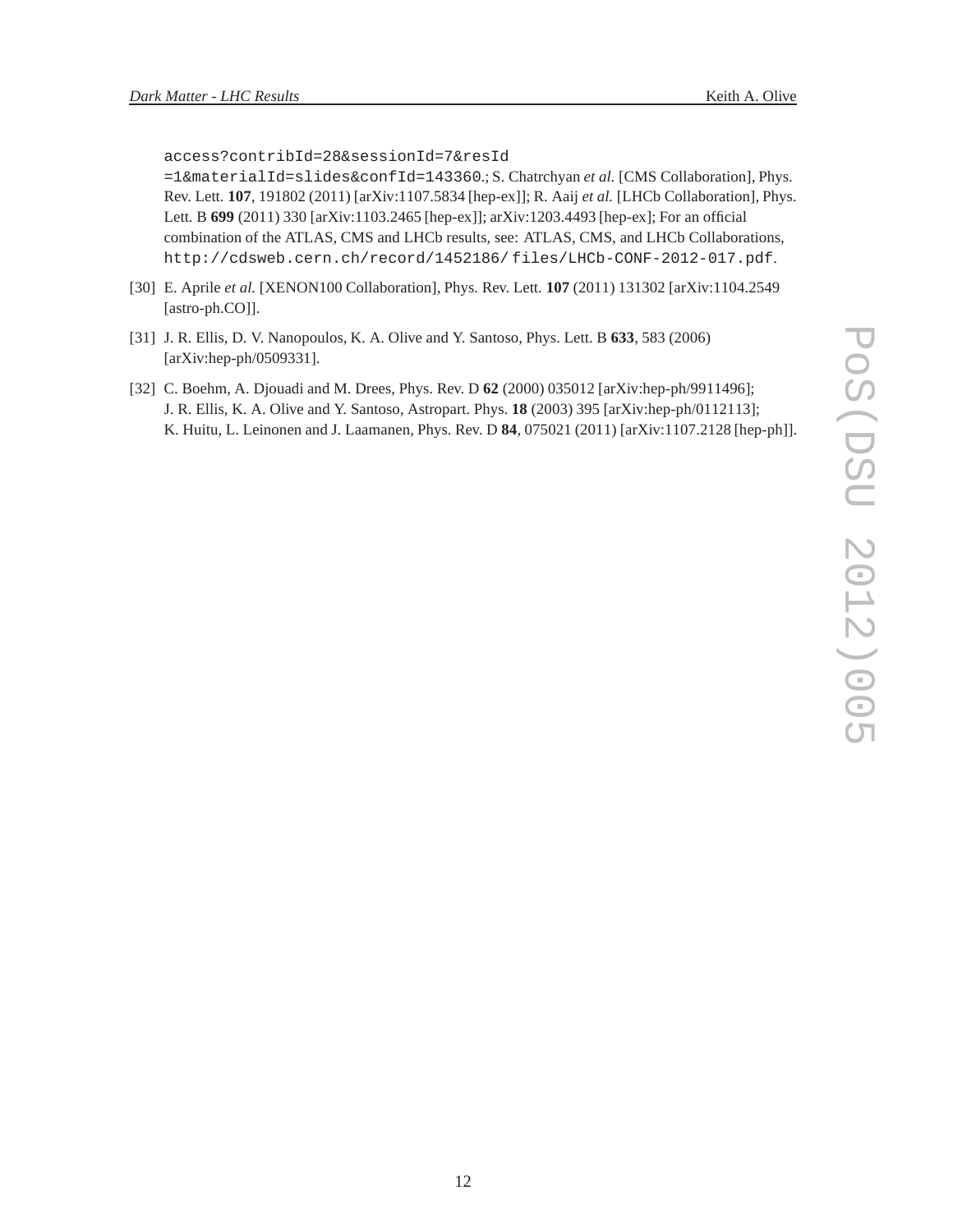access?contribId=28&sessionId=7&resId =1&materialId=slides&confId=143360.; S. Chatrchyan *et al.* [CMS Collaboration], Phys. Rev. Lett. **107**, 191802 (2011) [arXiv:1107.5834 [hep-ex]]; R. Aaij *et al.* [LHCb Collaboration], Phys. Lett. B **699** (2011) 330 [arXiv:1103.2465 [hep-ex]]; arXiv:1203.4493 [hep-ex]; For an official combination of the ATLAS, CMS and LHCb results, see: ATLAS, CMS, and LHCb Collaborations, http://cdsweb.cern.ch/record/1452186/files/LHCb-CONF-2012-017.pdf.

[30] E. Aprile *et al.* [XENON100 Collaboration], Phys. Rev. Lett. **107** (2011) 131302 [arXiv:1104.2549 [astro-ph.CO]].

[31] J. R. Ellis, D. V. Nanopoulos, K. A. Olive and Y. Santoso, Phys. Lett. B **633**, 583 (2006) [arXiv:hep-ph/0509331].

[32] C. Boehm, A. Djouadi and M. Drees, Phys. Rev. D **62** (2000) 035012 [arXiv:hep-ph/9911496]; J. R. Ellis, K. A. Olive and Y. Santoso, Astropart. Phys. **18** (2003) 395 [arXiv:hep-ph/0112113]; K. Huitu, L. Leinonen and J. Laamanen, Phys. Rev. D **84**, 075021 (2011) [arXiv:1107.2128 [hep-ph]].